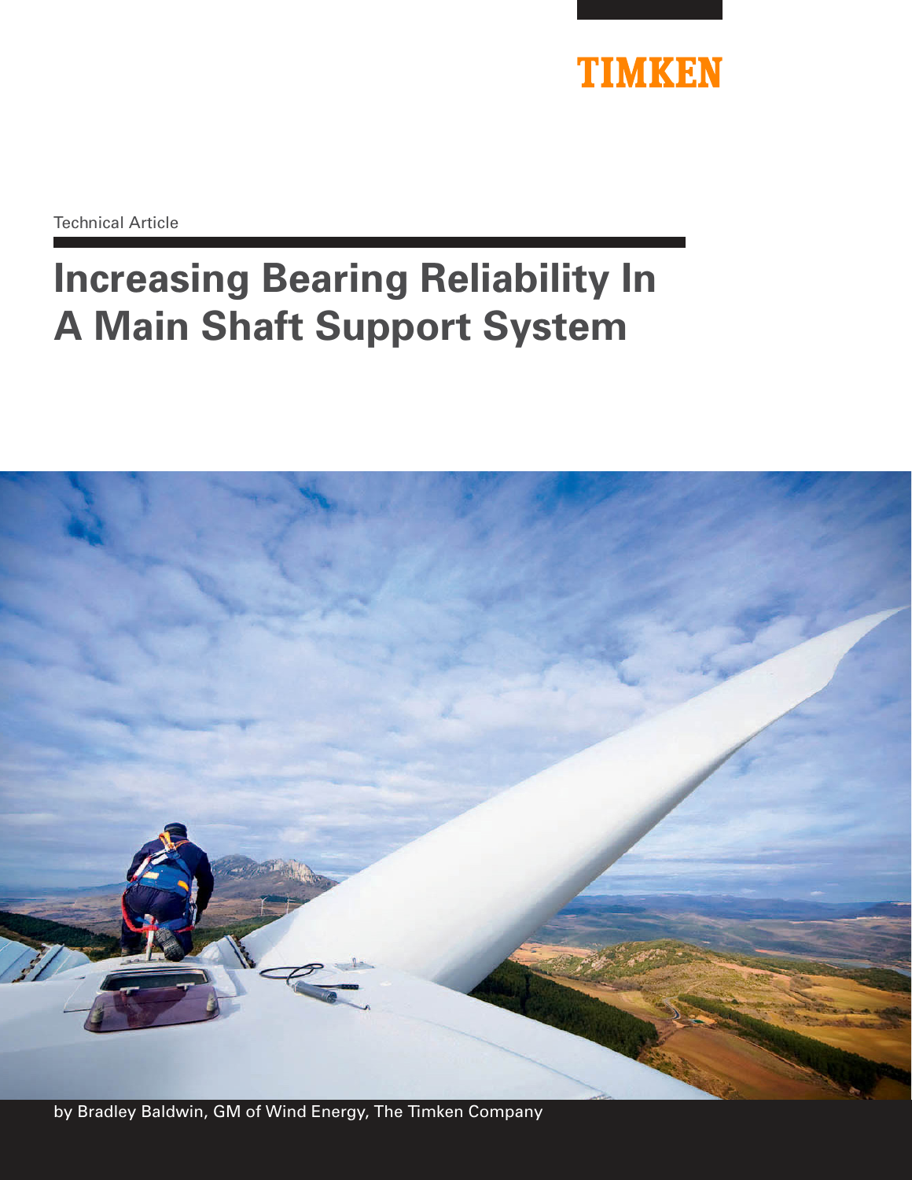TIMKEN

Technical Article

# Increasing Bearing Reliability In A Main Shaft Support System

by Bradley Baldwin, GM of Wind Energy, The Timken Company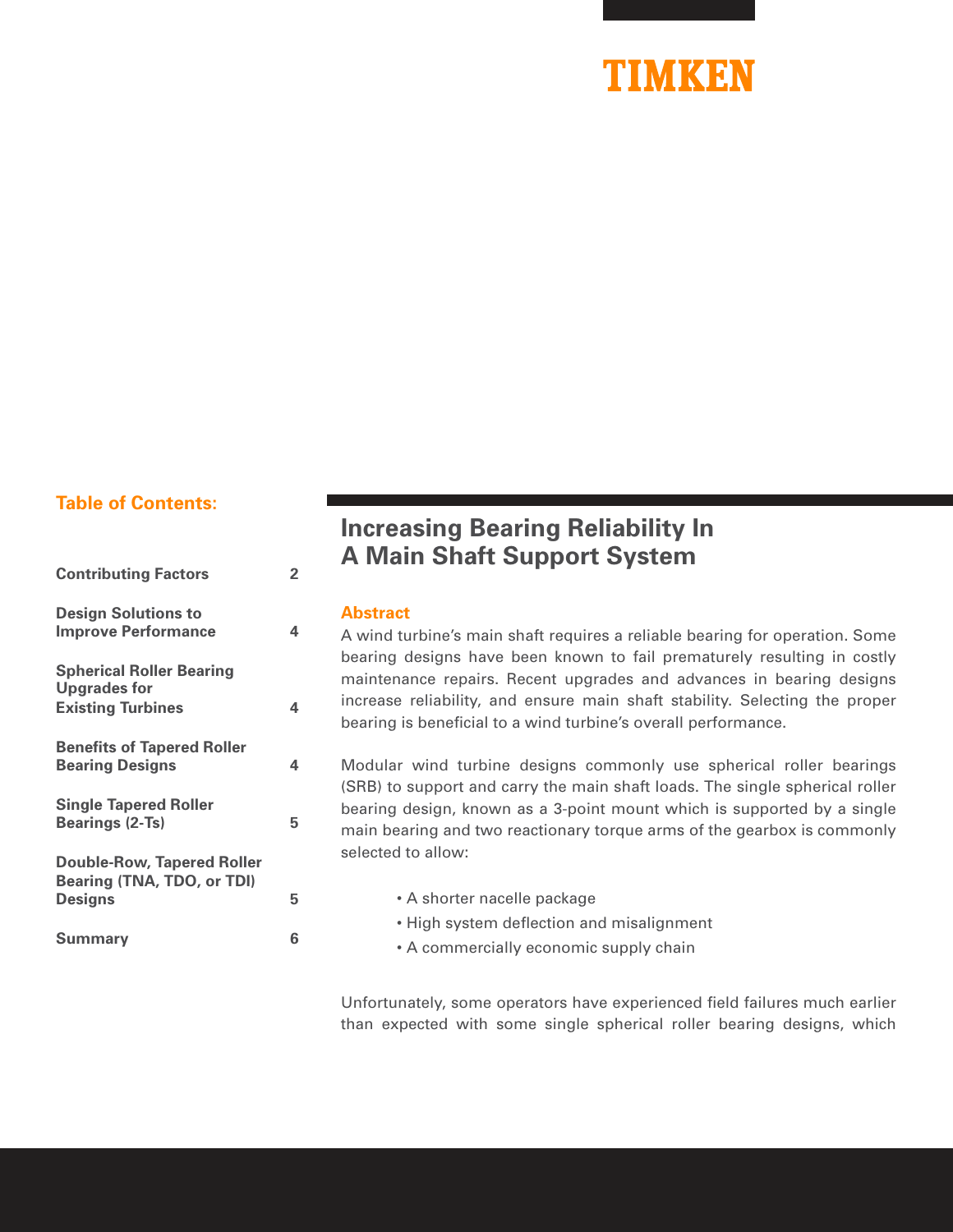TIMKEN

## Table of Contents:

| | |
|---|---|
| **Contributing Factors** | **2** |
| **Design Solutions to Improve Performance** | **4** |
| **Spherical Roller Bearing Upgrades for Existing Turbines** | **4** |
| **Benefits of Tapered Roller Bearing Designs** | **4** |
| **Single Tapered Roller Bearings (2-Ts)** | **5** |
| **Double-Row, Tapered Roller Bearing (TNA, TDO, or TDI) Designs** | **5** |
| **Summary** | **6** |

# Increasing Bearing Reliability In A Main Shaft Support System

## Abstract

A wind turbine's main shaft requires a reliable bearing for operation. Some bearing designs have been known to fail prematurely resulting in costly maintenance repairs. Recent upgrades and advances in bearing designs increase reliability, and ensure main shaft stability. Selecting the proper bearing is beneficial to a wind turbine's overall performance.

Modular wind turbine designs commonly use spherical roller bearings (SRB) to support and carry the main shaft loads. The single spherical roller bearing design, known as a 3-point mount which is supported by a single main bearing and two reactionary torque arms of the gearbox is commonly selected to allow:

- A shorter nacelle package
- High system deflection and misalignment
- A commercially economic supply chain

Unfortunately, some operators have experienced field failures much earlier than expected with some single spherical roller bearing designs, which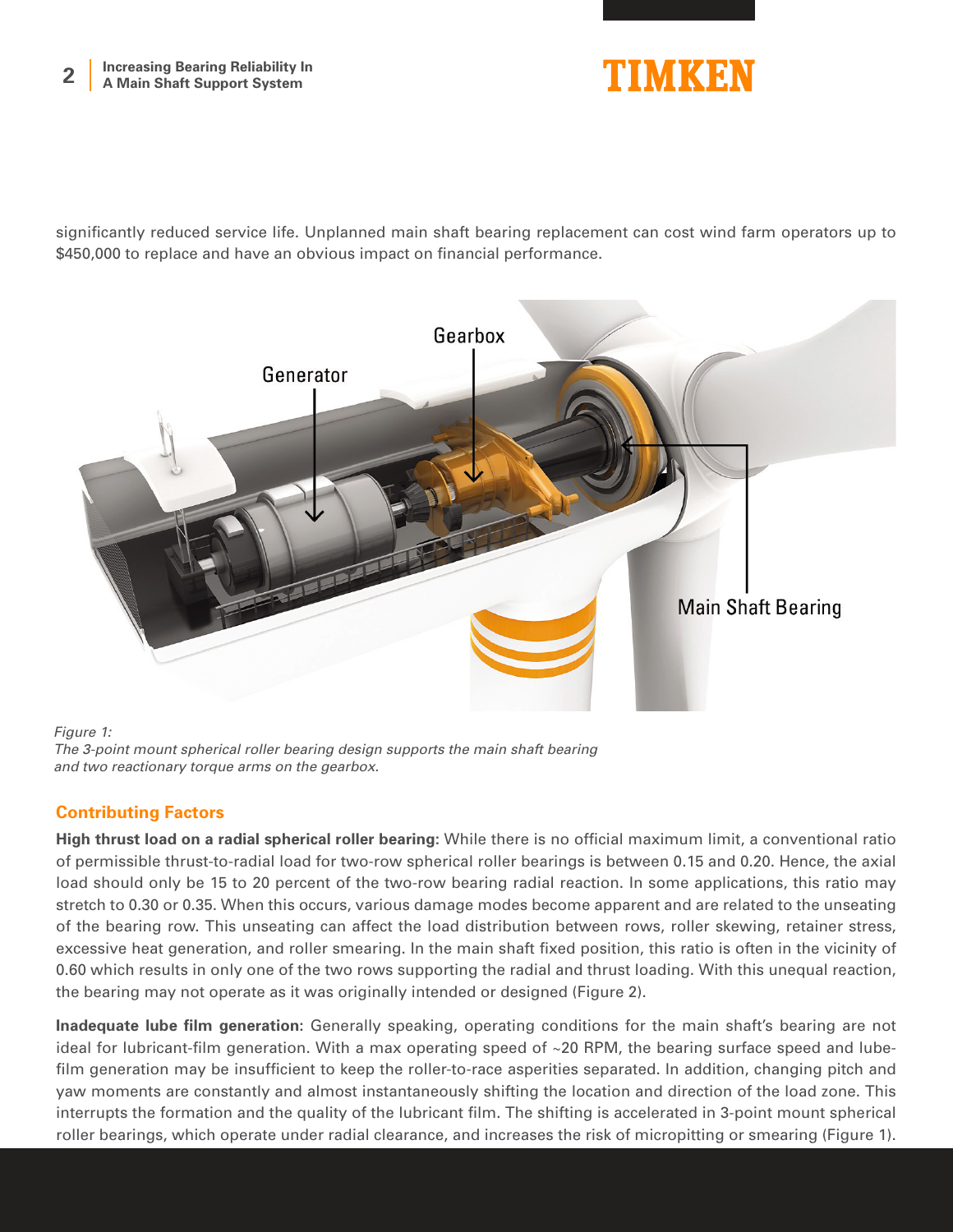significantly reduced service life. Unplanned main shaft bearing replacement can cost wind farm operators up to $450,000 to replace and have an obvious impact on financial performance.

*Figure 1:*
*The 3-point mount spherical roller bearing design supports the main shaft bearing and two reactionary torque arms on the gearbox.*

## Contributing Factors

**High thrust load on a radial spherical roller bearing:** While there is no official maximum limit, a conventional ratio of permissible thrust-to-radial load for two-row spherical roller bearings is between 0.15 and 0.20. Hence, the axial load should only be 15 to 20 percent of the two-row bearing radial reaction. In some applications, this ratio may stretch to 0.30 or 0.35. When this occurs, various damage modes become apparent and are related to the unseating of the bearing row. This unseating can affect the load distribution between rows, roller skewing, retainer stress, excessive heat generation, and roller smearing. In the main shaft fixed position, this ratio is often in the vicinity of 0.60 which results in only one of the two rows supporting the radial and thrust loading. With this unequal reaction, the bearing may not operate as it was originally intended or designed (Figure 2).

**Inadequate lube film generation:** Generally speaking, operating conditions for the main shaft's bearing are not ideal for lubricant-film generation. With a max operating speed of ~20 RPM, the bearing surface speed and lube-film generation may be insufficient to keep the roller-to-race asperities separated. In addition, changing pitch and yaw moments are constantly and almost instantaneously shifting the location and direction of the load zone. This interrupts the formation and the quality of the lubricant film. The shifting is accelerated in 3-point mount spherical roller bearings, which operate under radial clearance, and increases the risk of micropitting or smearing (Figure 1).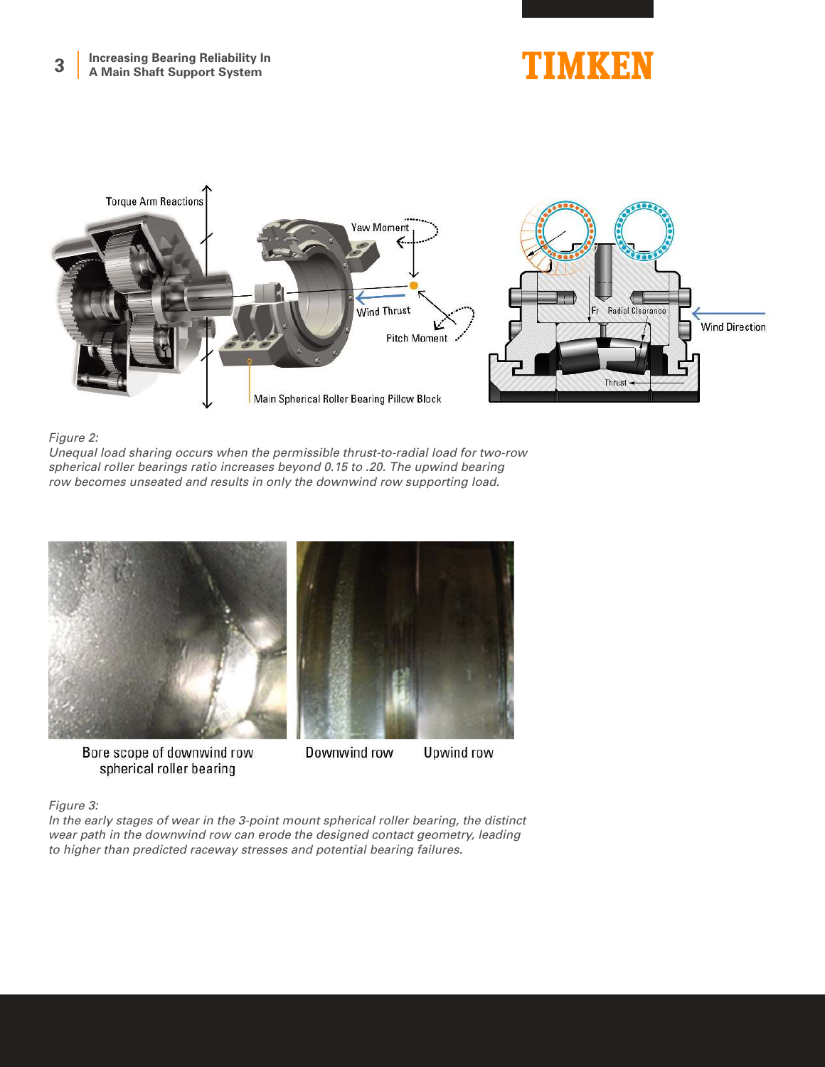*Figure 2:*
*Unequal load sharing occurs when the permissible thrust-to-radial load for two-row spherical roller bearings ratio increases beyond 0.15 to .20. The upwind bearing row becomes unseated and results in only the downwind row supporting load.*

*Figure 3:*
*In the early stages of wear in the 3-point mount spherical roller bearing, the distinct wear path in the downwind row can erode the designed contact geometry, leading to higher than predicted raceway stresses and potential bearing failures.*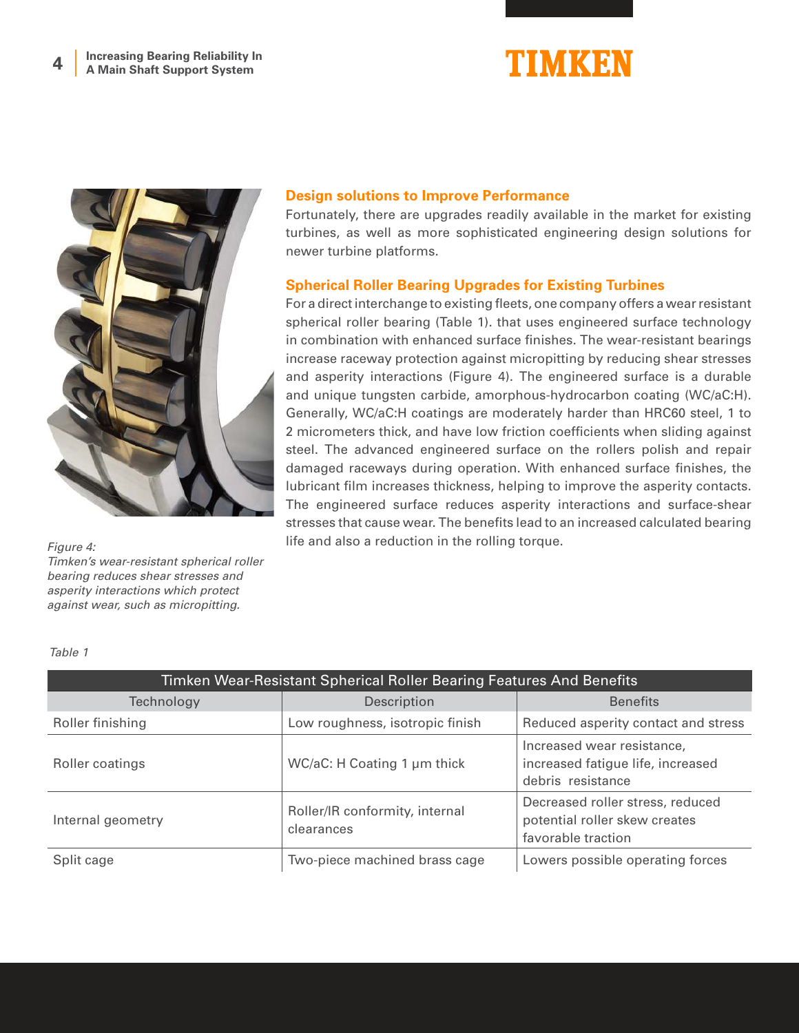## Design solutions to Improve Performance

Fortunately, there are upgrades readily available in the market for existing turbines, as well as more sophisticated engineering design solutions for newer turbine platforms.

## Spherical Roller Bearing Upgrades for Existing Turbines

For a direct interchange to existing fleets, one company offers a wear resistant spherical roller bearing (Table 1). that uses engineered surface technology in combination with enhanced surface finishes. The wear-resistant bearings increase raceway protection against micropitting by reducing shear stresses and asperity interactions (Figure 4). The engineered surface is a durable and unique tungsten carbide, amorphous-hydrocarbon coating (WC/aC:H). Generally, WC/aC:H coatings are moderately harder than HRC60 steel, 1 to 2 micrometers thick, and have low friction coefficients when sliding against steel. The advanced engineered surface on the rollers polish and repair damaged raceways during operation. With enhanced surface finishes, the lubricant film increases thickness, helping to improve the asperity contacts. The engineered surface reduces asperity interactions and surface-shear stresses that cause wear. The benefits lead to an increased calculated bearing life and also a reduction in the rolling torque.

*Figure 4:*
*Timken's wear-resistant spherical roller bearing reduces shear stresses and asperity interactions which protect against wear, such as micropitting.*

*Table 1*

| Timken Wear-Resistant Spherical Roller Bearing Features And Benefits | | |
|---|---|---|
| Technology | Description | Benefits |
| Roller finishing | Low roughness, isotropic finish | Reduced asperity contact and stress |
| Roller coatings | WC/aC: H Coating 1 μm thick | Increased wear resistance, increased fatigue life, increased debris resistance |
| Internal geometry | Roller/IR conformity, internal clearances | Decreased roller stress, reduced potential roller skew creates favorable traction |
| Split cage | Two-piece machined brass cage | Lowers possible operating forces |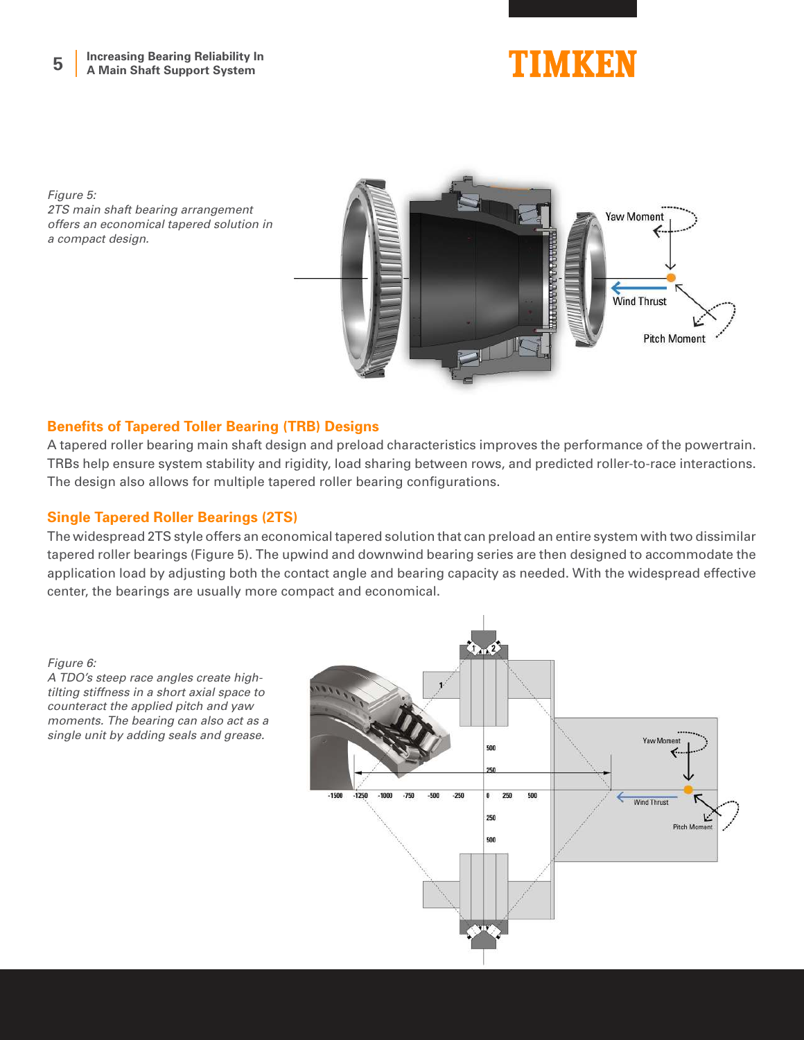*Figure 5:*
*2TS main shaft bearing arrangement offers an economical tapered solution in a compact design.*

## Benefits of Tapered Toller Bearing (TRB) Designs

A tapered roller bearing main shaft design and preload characteristics improves the performance of the powertrain. TRBs help ensure system stability and rigidity, load sharing between rows, and predicted roller-to-race interactions. The design also allows for multiple tapered roller bearing configurations.

## Single Tapered Roller Bearings (2TS)

The widespread 2TS style offers an economical tapered solution that can preload an entire system with two dissimilar tapered roller bearings (Figure 5). The upwind and downwind bearing series are then designed to accommodate the application load by adjusting both the contact angle and bearing capacity as needed. With the widespread effective center, the bearings are usually more compact and economical.

*Figure 6:*
*A TDO's steep race angles create high-tilting stiffness in a short axial space to counteract the applied pitch and yaw moments. The bearing can also act as a single unit by adding seals and grease.*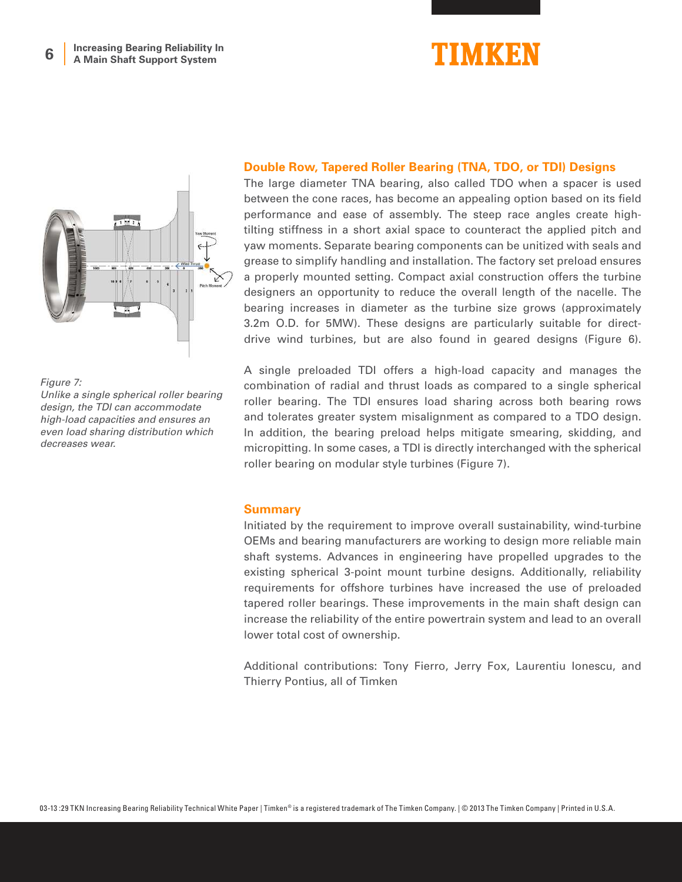Figure 7:
*Unlike a single spherical roller bearing design, the TDI can accommodate high-load capacities and ensures an even load sharing distribution which decreases wear.*

## Double Row, Tapered Roller Bearing (TNA, TDO, or TDI) Designs

The large diameter TNA bearing, also called TDO when a spacer is used between the cone races, has become an appealing option based on its field performance and ease of assembly. The steep race angles create high-tilting stiffness in a short axial space to counteract the applied pitch and yaw moments. Separate bearing components can be unitized with seals and grease to simplify handling and installation. The factory set preload ensures a properly mounted setting. Compact axial construction offers the turbine designers an opportunity to reduce the overall length of the nacelle. The bearing increases in diameter as the turbine size grows (approximately 3.2m O.D. for 5MW). These designs are particularly suitable for direct-drive wind turbines, but are also found in geared designs (Figure 6).

A single preloaded TDI offers a high-load capacity and manages the combination of radial and thrust loads as compared to a single spherical roller bearing. The TDI ensures load sharing across both bearing rows and tolerates greater system misalignment as compared to a TDO design. In addition, the bearing preload helps mitigate smearing, skidding, and micropitting. In some cases, a TDI is directly interchanged with the spherical roller bearing on modular style turbines (Figure 7).

## Summary

Initiated by the requirement to improve overall sustainability, wind-turbine OEMs and bearing manufacturers are working to design more reliable main shaft systems. Advances in engineering have propelled upgrades to the existing spherical 3-point mount turbine designs. Additionally, reliability requirements for offshore turbines have increased the use of preloaded tapered roller bearings. These improvements in the main shaft design can increase the reliability of the entire powertrain system and lead to an overall lower total cost of ownership.

Additional contributions: Tony Fierro, Jerry Fox, Laurentiu Ionescu, and Thierry Pontius, all of Timken

03-13 :29 TKN Increasing Bearing Reliability Technical White Paper | Timken® is a registered trademark of The Timken Company. | © 2013 The Timken Company | Printed in U.S.A.